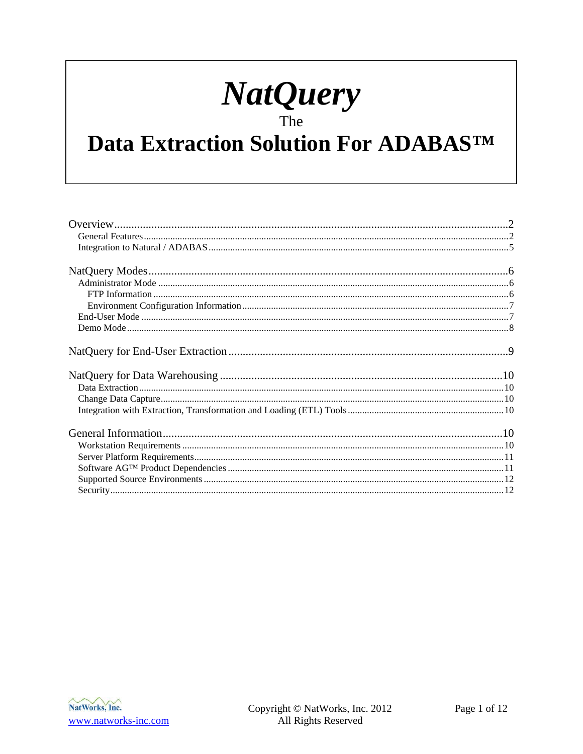# *NatQuery*

The

# Data Extraction Solution For ADABAS™

Overview....................2
- General Features....................2
- Integration to Natural / ADABAS....................5

NatQuery Modes....................6
- Administrator Mode....................6
  - FTP Information....................6
  - Environment Configuration Information....................7
- End-User Mode....................7
- Demo Mode....................8

NatQuery for End-User Extraction....................9

NatQuery for Data Warehousing....................10
- Data Extraction....................10
- Change Data Capture....................10
- Integration with Extraction, Transformation and Loading (ETL) Tools....................10

General Information....................10
- Workstation Requirements....................10
- Server Platform Requirements....................11
- Software AG™ Product Dependencies....................11
- Supported Source Environments....................12
- Security....................12

NatWorks, Inc.
www.natworks-inc.com

Copyright © NatWorks, Inc. 2012
All Rights Reserved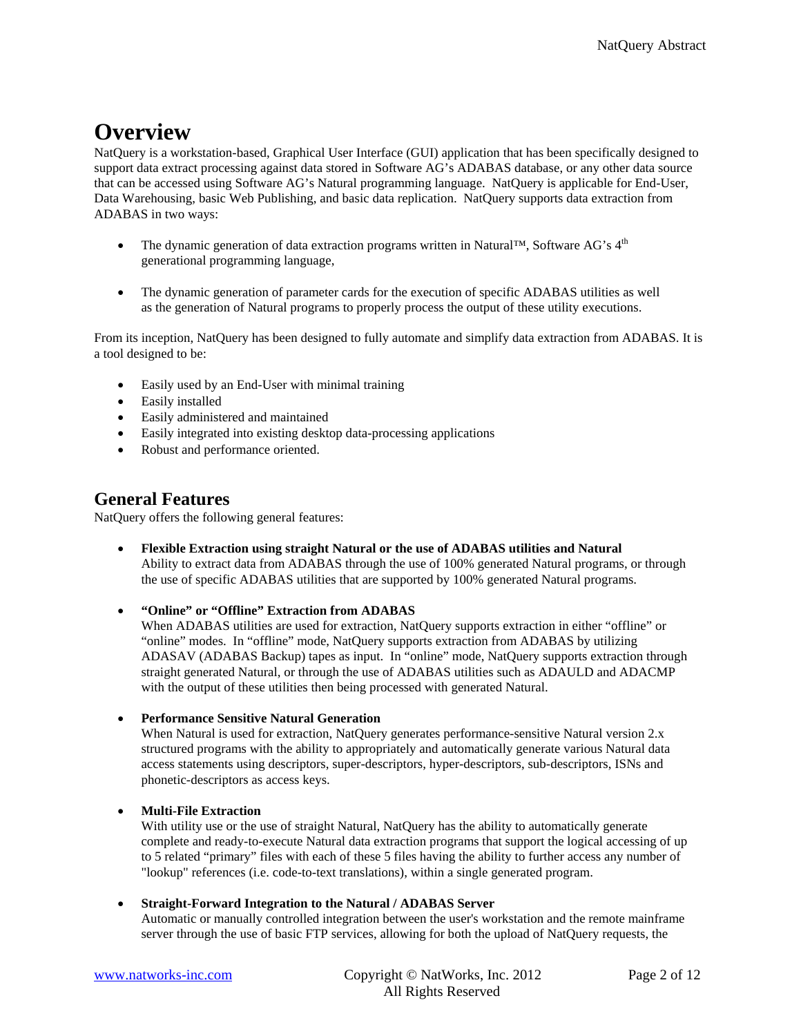# Overview

NatQuery is a workstation-based, Graphical User Interface (GUI) application that has been specifically designed to support data extract processing against data stored in Software AG's ADABAS database, or any other data source that can be accessed using Software AG's Natural programming language. NatQuery is applicable for End-User, Data Warehousing, basic Web Publishing, and basic data replication. NatQuery supports data extraction from ADABAS in two ways:

- The dynamic generation of data extraction programs written in Natural™, Software AG's 4th generational programming language,
- The dynamic generation of parameter cards for the execution of specific ADABAS utilities as well as the generation of Natural programs to properly process the output of these utility executions.

From its inception, NatQuery has been designed to fully automate and simplify data extraction from ADABAS. It is a tool designed to be:

- Easily used by an End-User with minimal training
- Easily installed
- Easily administered and maintained
- Easily integrated into existing desktop data-processing applications
- Robust and performance oriented.

## General Features

NatQuery offers the following general features:

- **Flexible Extraction using straight Natural or the use of ADABAS utilities and Natural**
  Ability to extract data from ADABAS through the use of 100% generated Natural programs, or through the use of specific ADABAS utilities that are supported by 100% generated Natural programs.

- **"Online" or "Offline" Extraction from ADABAS**
  When ADABAS utilities are used for extraction, NatQuery supports extraction in either "offline" or "online" modes. In "offline" mode, NatQuery supports extraction from ADABAS by utilizing ADASAV (ADABAS Backup) tapes as input. In "online" mode, NatQuery supports extraction through straight generated Natural, or through the use of ADABAS utilities such as ADAULD and ADACMP with the output of these utilities then being processed with generated Natural.

- **Performance Sensitive Natural Generation**
  When Natural is used for extraction, NatQuery generates performance-sensitive Natural version 2.x structured programs with the ability to appropriately and automatically generate various Natural data access statements using descriptors, super-descriptors, hyper-descriptors, sub-descriptors, ISNs and phonetic-descriptors as access keys.

- **Multi-File Extraction**
  With utility use or the use of straight Natural, NatQuery has the ability to automatically generate complete and ready-to-execute Natural data extraction programs that support the logical accessing of up to 5 related "primary" files with each of these 5 files having the ability to further access any number of "lookup" references (i.e. code-to-text translations), within a single generated program.

- **Straight-Forward Integration to the Natural / ADABAS Server**
  Automatic or manually controlled integration between the user's workstation and the remote mainframe server through the use of basic FTP services, allowing for both the upload of NatQuery requests, the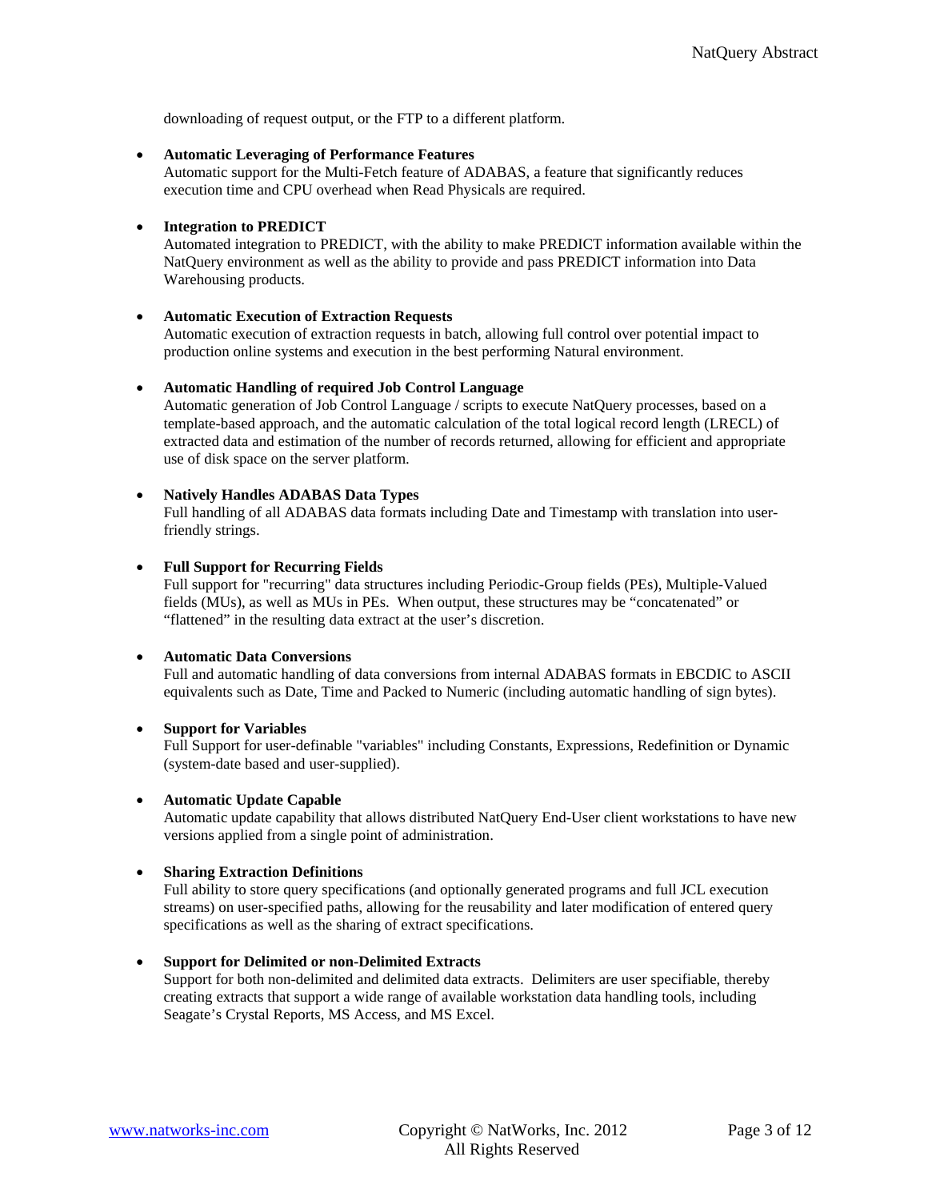downloading of request output, or the FTP to a different platform.

- **Automatic Leveraging of Performance Features**
  Automatic support for the Multi-Fetch feature of ADABAS, a feature that significantly reduces execution time and CPU overhead when Read Physicals are required.

- **Integration to PREDICT**
  Automated integration to PREDICT, with the ability to make PREDICT information available within the NatQuery environment as well as the ability to provide and pass PREDICT information into Data Warehousing products.

- **Automatic Execution of Extraction Requests**
  Automatic execution of extraction requests in batch, allowing full control over potential impact to production online systems and execution in the best performing Natural environment.

- **Automatic Handling of required Job Control Language**
  Automatic generation of Job Control Language / scripts to execute NatQuery processes, based on a template-based approach, and the automatic calculation of the total logical record length (LRECL) of extracted data and estimation of the number of records returned, allowing for efficient and appropriate use of disk space on the server platform.

- **Natively Handles ADABAS Data Types**
  Full handling of all ADABAS data formats including Date and Timestamp with translation into user-friendly strings.

- **Full Support for Recurring Fields**
  Full support for "recurring" data structures including Periodic-Group fields (PEs), Multiple-Valued fields (MUs), as well as MUs in PEs. When output, these structures may be "concatenated" or "flattened" in the resulting data extract at the user's discretion.

- **Automatic Data Conversions**
  Full and automatic handling of data conversions from internal ADABAS formats in EBCDIC to ASCII equivalents such as Date, Time and Packed to Numeric (including automatic handling of sign bytes).

- **Support for Variables**
  Full Support for user-definable "variables" including Constants, Expressions, Redefinition or Dynamic (system-date based and user-supplied).

- **Automatic Update Capable**
  Automatic update capability that allows distributed NatQuery End-User client workstations to have new versions applied from a single point of administration.

- **Sharing Extraction Definitions**
  Full ability to store query specifications (and optionally generated programs and full JCL execution streams) on user-specified paths, allowing for the reusability and later modification of entered query specifications as well as the sharing of extract specifications.

- **Support for Delimited or non-Delimited Extracts**
  Support for both non-delimited and delimited data extracts. Delimiters are user specifiable, thereby creating extracts that support a wide range of available workstation data handling tools, including Seagate's Crystal Reports, MS Access, and MS Excel.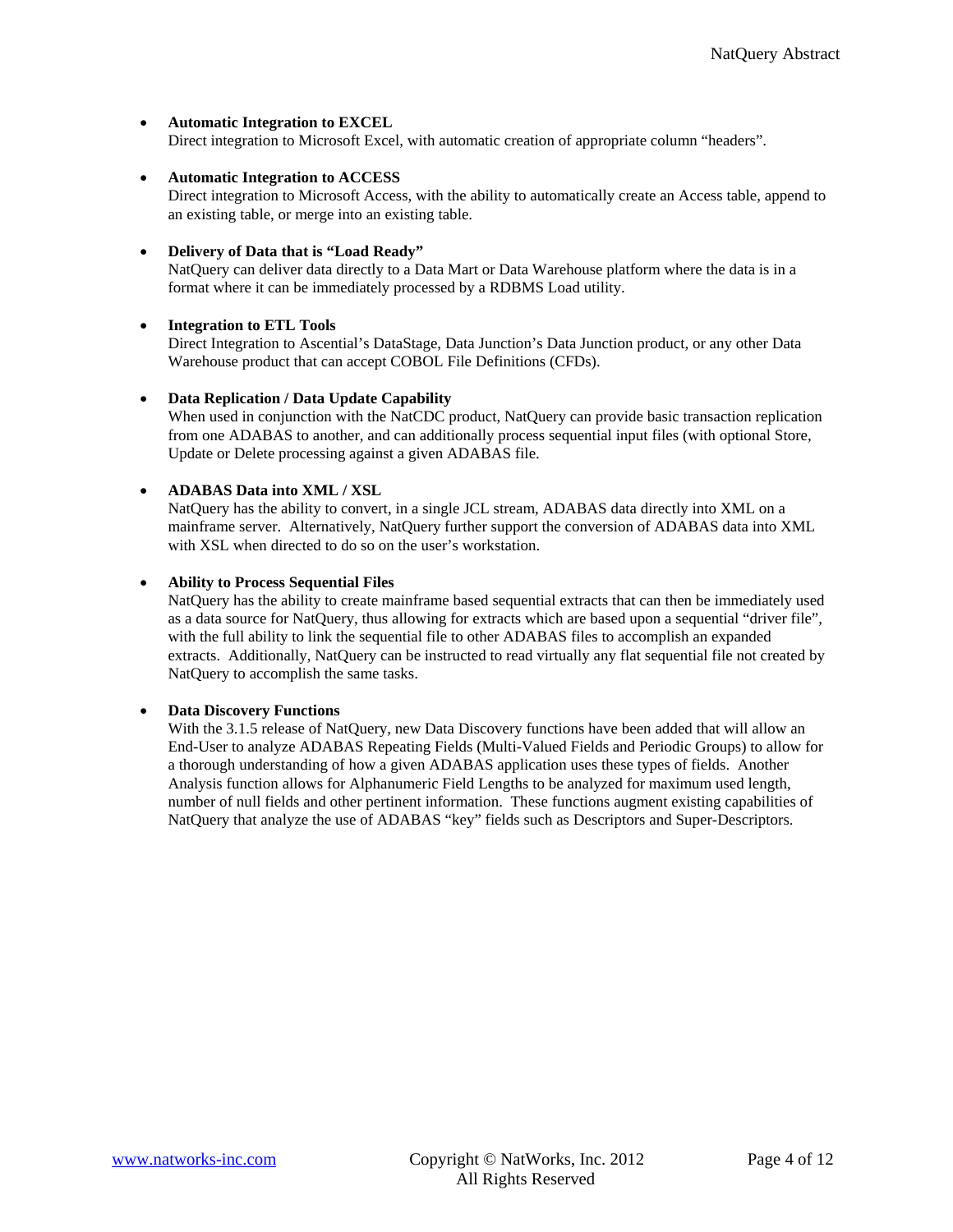- **Automatic Integration to EXCEL**
  Direct integration to Microsoft Excel, with automatic creation of appropriate column "headers".

- **Automatic Integration to ACCESS**
  Direct integration to Microsoft Access, with the ability to automatically create an Access table, append to an existing table, or merge into an existing table.

- **Delivery of Data that is "Load Ready"**
  NatQuery can deliver data directly to a Data Mart or Data Warehouse platform where the data is in a format where it can be immediately processed by a RDBMS Load utility.

- **Integration to ETL Tools**
  Direct Integration to Ascential's DataStage, Data Junction's Data Junction product, or any other Data Warehouse product that can accept COBOL File Definitions (CFDs).

- **Data Replication / Data Update Capability**
  When used in conjunction with the NatCDC product, NatQuery can provide basic transaction replication from one ADABAS to another, and can additionally process sequential input files (with optional Store, Update or Delete processing against a given ADABAS file.

- **ADABAS Data into XML / XSL**
  NatQuery has the ability to convert, in a single JCL stream, ADABAS data directly into XML on a mainframe server. Alternatively, NatQuery further support the conversion of ADABAS data into XML with XSL when directed to do so on the user's workstation.

- **Ability to Process Sequential Files**
  NatQuery has the ability to create mainframe based sequential extracts that can then be immediately used as a data source for NatQuery, thus allowing for extracts which are based upon a sequential "driver file", with the full ability to link the sequential file to other ADABAS files to accomplish an expanded extracts. Additionally, NatQuery can be instructed to read virtually any flat sequential file not created by NatQuery to accomplish the same tasks.

- **Data Discovery Functions**
  With the 3.1.5 release of NatQuery, new Data Discovery functions have been added that will allow an End-User to analyze ADABAS Repeating Fields (Multi-Valued Fields and Periodic Groups) to allow for a thorough understanding of how a given ADABAS application uses these types of fields. Another Analysis function allows for Alphanumeric Field Lengths to be analyzed for maximum used length, number of null fields and other pertinent information. These functions augment existing capabilities of NatQuery that analyze the use of ADABAS "key" fields such as Descriptors and Super-Descriptors.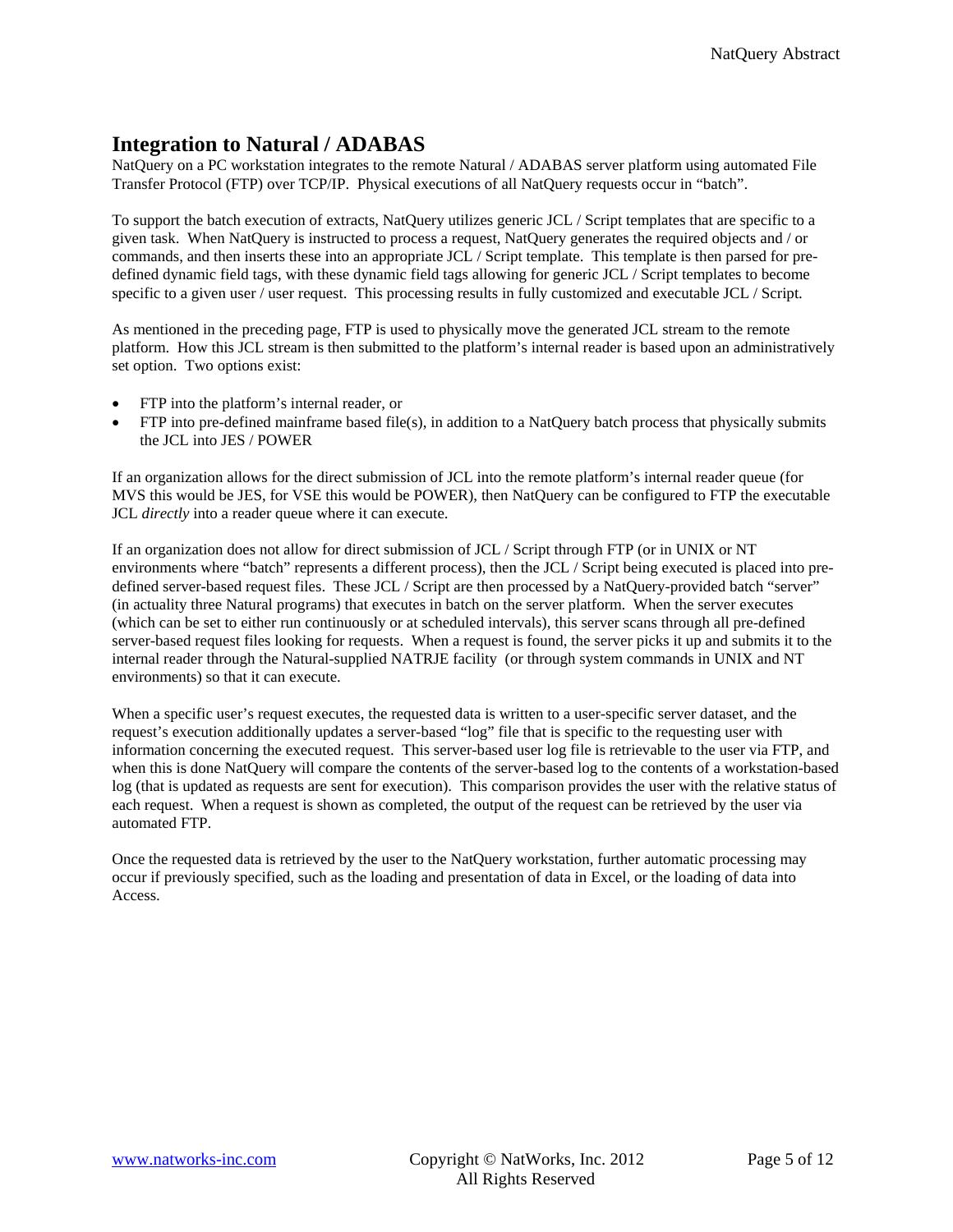## Integration to Natural / ADABAS

NatQuery on a PC workstation integrates to the remote Natural / ADABAS server platform using automated File Transfer Protocol (FTP) over TCP/IP. Physical executions of all NatQuery requests occur in "batch".

To support the batch execution of extracts, NatQuery utilizes generic JCL / Script templates that are specific to a given task. When NatQuery is instructed to process a request, NatQuery generates the required objects and / or commands, and then inserts these into an appropriate JCL / Script template. This template is then parsed for pre-defined dynamic field tags, with these dynamic field tags allowing for generic JCL / Script templates to become specific to a given user / user request. This processing results in fully customized and executable JCL / Script.

As mentioned in the preceding page, FTP is used to physically move the generated JCL stream to the remote platform. How this JCL stream is then submitted to the platform's internal reader is based upon an administratively set option. Two options exist:

- FTP into the platform's internal reader, or
- FTP into pre-defined mainframe based file(s), in addition to a NatQuery batch process that physically submits the JCL into JES / POWER

If an organization allows for the direct submission of JCL into the remote platform's internal reader queue (for MVS this would be JES, for VSE this would be POWER), then NatQuery can be configured to FTP the executable JCL *directly* into a reader queue where it can execute.

If an organization does not allow for direct submission of JCL / Script through FTP (or in UNIX or NT environments where "batch" represents a different process), then the JCL / Script being executed is placed into pre-defined server-based request files. These JCL / Script are then processed by a NatQuery-provided batch "server" (in actuality three Natural programs) that executes in batch on the server platform. When the server executes (which can be set to either run continuously or at scheduled intervals), this server scans through all pre-defined server-based request files looking for requests. When a request is found, the server picks it up and submits it to the internal reader through the Natural-supplied NATRJE facility (or through system commands in UNIX and NT environments) so that it can execute.

When a specific user's request executes, the requested data is written to a user-specific server dataset, and the request's execution additionally updates a server-based "log" file that is specific to the requesting user with information concerning the executed request. This server-based user log file is retrievable to the user via FTP, and when this is done NatQuery will compare the contents of the server-based log to the contents of a workstation-based log (that is updated as requests are sent for execution). This comparison provides the user with the relative status of each request. When a request is shown as completed, the output of the request can be retrieved by the user via automated FTP.

Once the requested data is retrieved by the user to the NatQuery workstation, further automatic processing may occur if previously specified, such as the loading and presentation of data in Excel, or the loading of data into Access.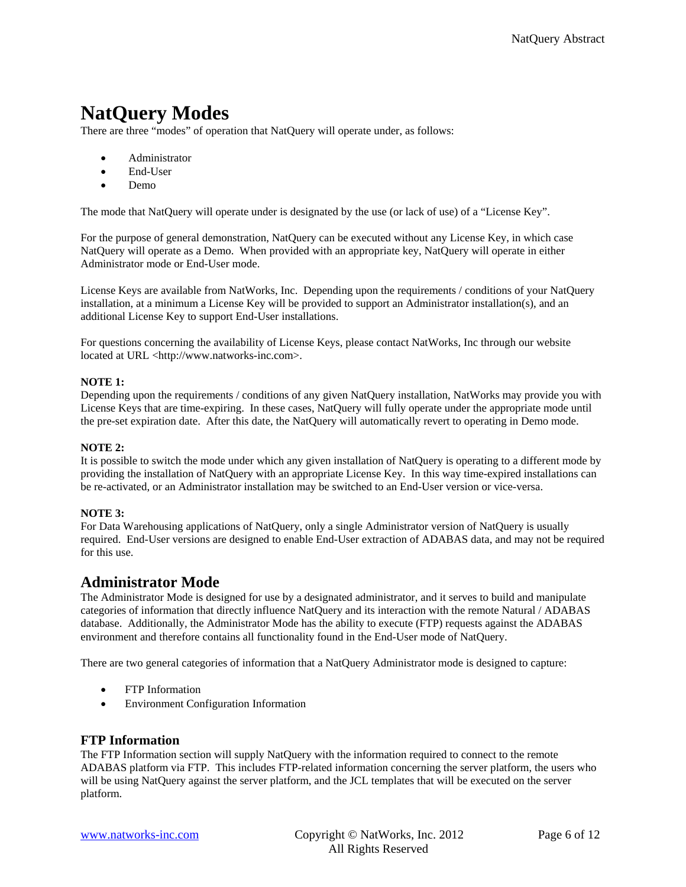# NatQuery Modes

There are three “modes” of operation that NatQuery will operate under, as follows:

- Administrator
- End-User
- Demo

The mode that NatQuery will operate under is designated by the use (or lack of use) of a “License Key”.

For the purpose of general demonstration, NatQuery can be executed without any License Key, in which case NatQuery will operate as a Demo. When provided with an appropriate key, NatQuery will operate in either Administrator mode or End-User mode.

License Keys are available from NatWorks, Inc. Depending upon the requirements / conditions of your NatQuery installation, at a minimum a License Key will be provided to support an Administrator installation(s), and an additional License Key to support End-User installations.

For questions concerning the availability of License Keys, please contact NatWorks, Inc through our website located at URL <http://www.natworks-inc.com>.

**NOTE 1:**
Depending upon the requirements / conditions of any given NatQuery installation, NatWorks may provide you with License Keys that are time-expiring. In these cases, NatQuery will fully operate under the appropriate mode until the pre-set expiration date. After this date, the NatQuery will automatically revert to operating in Demo mode.

**NOTE 2:**
It is possible to switch the mode under which any given installation of NatQuery is operating to a different mode by providing the installation of NatQuery with an appropriate License Key. In this way time-expired installations can be re-activated, or an Administrator installation may be switched to an End-User version or vice-versa.

**NOTE 3:**
For Data Warehousing applications of NatQuery, only a single Administrator version of NatQuery is usually required. End-User versions are designed to enable End-User extraction of ADABAS data, and may not be required for this use.

## Administrator Mode

The Administrator Mode is designed for use by a designated administrator, and it serves to build and manipulate categories of information that directly influence NatQuery and its interaction with the remote Natural / ADABAS database. Additionally, the Administrator Mode has the ability to execute (FTP) requests against the ADABAS environment and therefore contains all functionality found in the End-User mode of NatQuery.

There are two general categories of information that a NatQuery Administrator mode is designed to capture:

- FTP Information
- Environment Configuration Information

### FTP Information

The FTP Information section will supply NatQuery with the information required to connect to the remote ADABAS platform via FTP. This includes FTP-related information concerning the server platform, the users who will be using NatQuery against the server platform, and the JCL templates that will be executed on the server platform.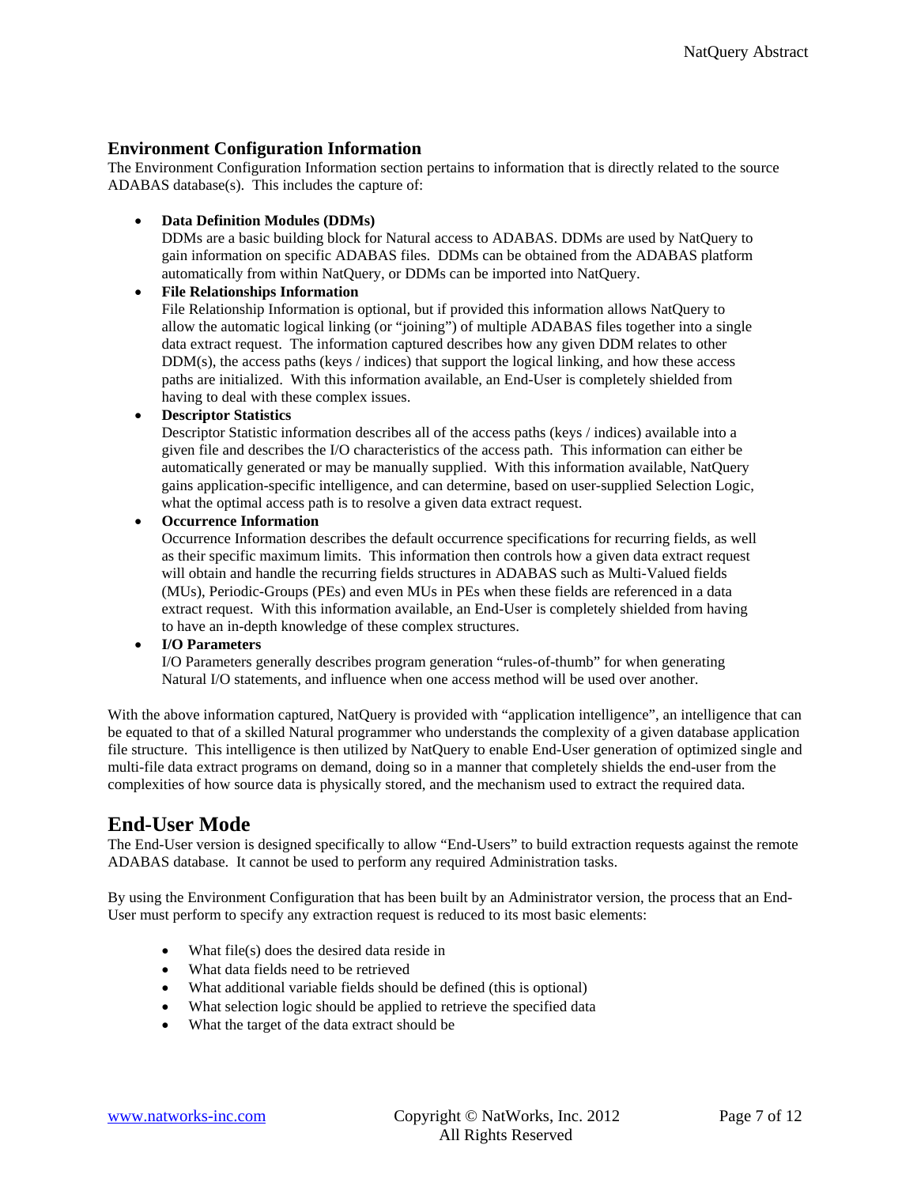### Environment Configuration Information

The Environment Configuration Information section pertains to information that is directly related to the source ADABAS database(s). This includes the capture of:

- **Data Definition Modules (DDMs)**
  DDMs are a basic building block for Natural access to ADABAS. DDMs are used by NatQuery to gain information on specific ADABAS files. DDMs can be obtained from the ADABAS platform automatically from within NatQuery, or DDMs can be imported into NatQuery.
- **File Relationships Information**
  File Relationship Information is optional, but if provided this information allows NatQuery to allow the automatic logical linking (or "joining") of multiple ADABAS files together into a single data extract request. The information captured describes how any given DDM relates to other DDM(s), the access paths (keys / indices) that support the logical linking, and how these access paths are initialized. With this information available, an End-User is completely shielded from having to deal with these complex issues.
- **Descriptor Statistics**
  Descriptor Statistic information describes all of the access paths (keys / indices) available into a given file and describes the I/O characteristics of the access path. This information can either be automatically generated or may be manually supplied. With this information available, NatQuery gains application-specific intelligence, and can determine, based on user-supplied Selection Logic, what the optimal access path is to resolve a given data extract request.
- **Occurrence Information**
  Occurrence Information describes the default occurrence specifications for recurring fields, as well as their specific maximum limits. This information then controls how a given data extract request will obtain and handle the recurring fields structures in ADABAS such as Multi-Valued fields (MUs), Periodic-Groups (PEs) and even MUs in PEs when these fields are referenced in a data extract request. With this information available, an End-User is completely shielded from having to have an in-depth knowledge of these complex structures.
- **I/O Parameters**
  I/O Parameters generally describes program generation "rules-of-thumb" for when generating Natural I/O statements, and influence when one access method will be used over another.

With the above information captured, NatQuery is provided with "application intelligence", an intelligence that can be equated to that of a skilled Natural programmer who understands the complexity of a given database application file structure. This intelligence is then utilized by NatQuery to enable End-User generation of optimized single and multi-file data extract programs on demand, doing so in a manner that completely shields the end-user from the complexities of how source data is physically stored, and the mechanism used to extract the required data.

## End-User Mode

The End-User version is designed specifically to allow "End-Users" to build extraction requests against the remote ADABAS database. It cannot be used to perform any required Administration tasks.

By using the Environment Configuration that has been built by an Administrator version, the process that an End-User must perform to specify any extraction request is reduced to its most basic elements:

- What file(s) does the desired data reside in
- What data fields need to be retrieved
- What additional variable fields should be defined (this is optional)
- What selection logic should be applied to retrieve the specified data
- What the target of the data extract should be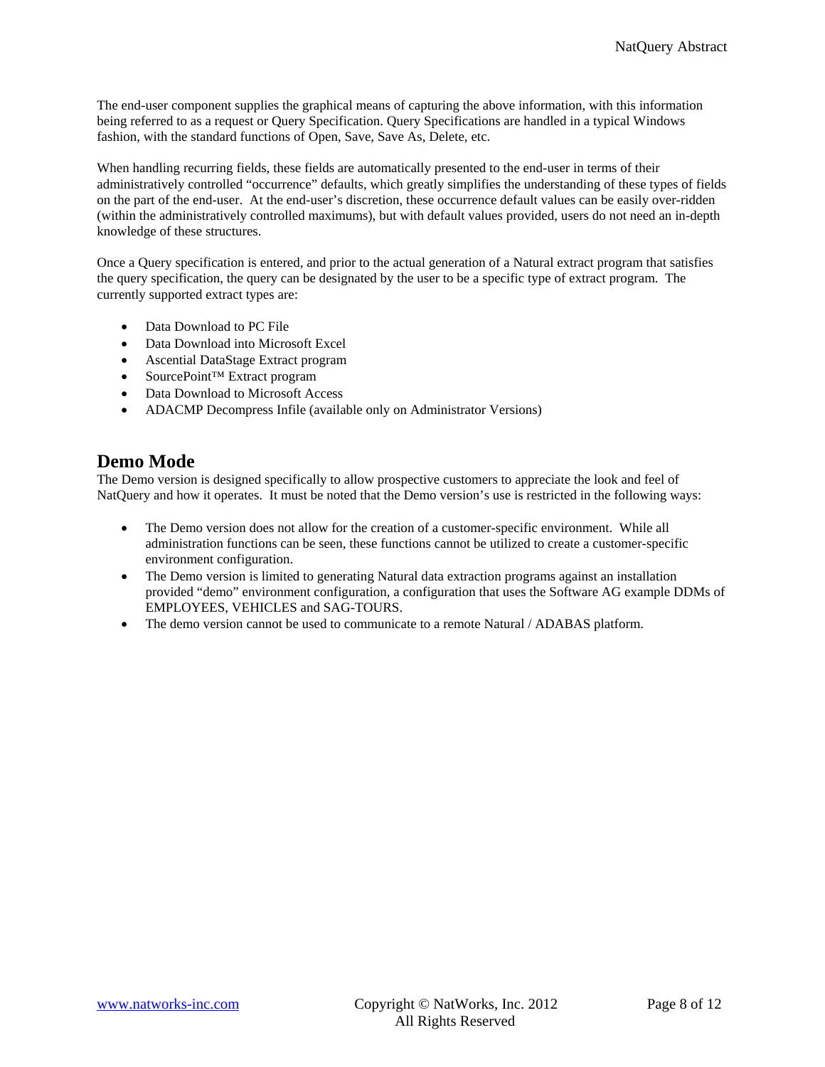The end-user component supplies the graphical means of capturing the above information, with this information being referred to as a request or Query Specification. Query Specifications are handled in a typical Windows fashion, with the standard functions of Open, Save, Save As, Delete, etc.

When handling recurring fields, these fields are automatically presented to the end-user in terms of their administratively controlled "occurrence" defaults, which greatly simplifies the understanding of these types of fields on the part of the end-user. At the end-user's discretion, these occurrence default values can be easily over-ridden (within the administratively controlled maximums), but with default values provided, users do not need an in-depth knowledge of these structures.

Once a Query specification is entered, and prior to the actual generation of a Natural extract program that satisfies the query specification, the query can be designated by the user to be a specific type of extract program. The currently supported extract types are:

- Data Download to PC File
- Data Download into Microsoft Excel
- Ascential DataStage Extract program
- SourcePoint™ Extract program
- Data Download to Microsoft Access
- ADACMP Decompress Infile (available only on Administrator Versions)

## Demo Mode

The Demo version is designed specifically to allow prospective customers to appreciate the look and feel of NatQuery and how it operates. It must be noted that the Demo version's use is restricted in the following ways:

- The Demo version does not allow for the creation of a customer-specific environment. While all administration functions can be seen, these functions cannot be utilized to create a customer-specific environment configuration.
- The Demo version is limited to generating Natural data extraction programs against an installation provided "demo" environment configuration, a configuration that uses the Software AG example DDMs of EMPLOYEES, VEHICLES and SAG-TOURS.
- The demo version cannot be used to communicate to a remote Natural / ADABAS platform.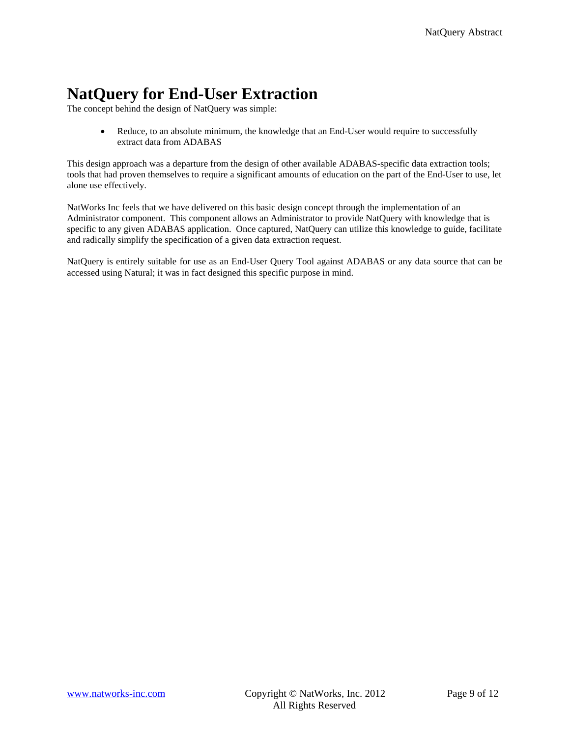# NatQuery for End-User Extraction

The concept behind the design of NatQuery was simple:

- Reduce, to an absolute minimum, the knowledge that an End-User would require to successfully extract data from ADABAS

This design approach was a departure from the design of other available ADABAS-specific data extraction tools; tools that had proven themselves to require a significant amounts of education on the part of the End-User to use, let alone use effectively.

NatWorks Inc feels that we have delivered on this basic design concept through the implementation of an Administrator component. This component allows an Administrator to provide NatQuery with knowledge that is specific to any given ADABAS application. Once captured, NatQuery can utilize this knowledge to guide, facilitate and radically simplify the specification of a given data extraction request.

NatQuery is entirely suitable for use as an End-User Query Tool against ADABAS or any data source that can be accessed using Natural; it was in fact designed this specific purpose in mind.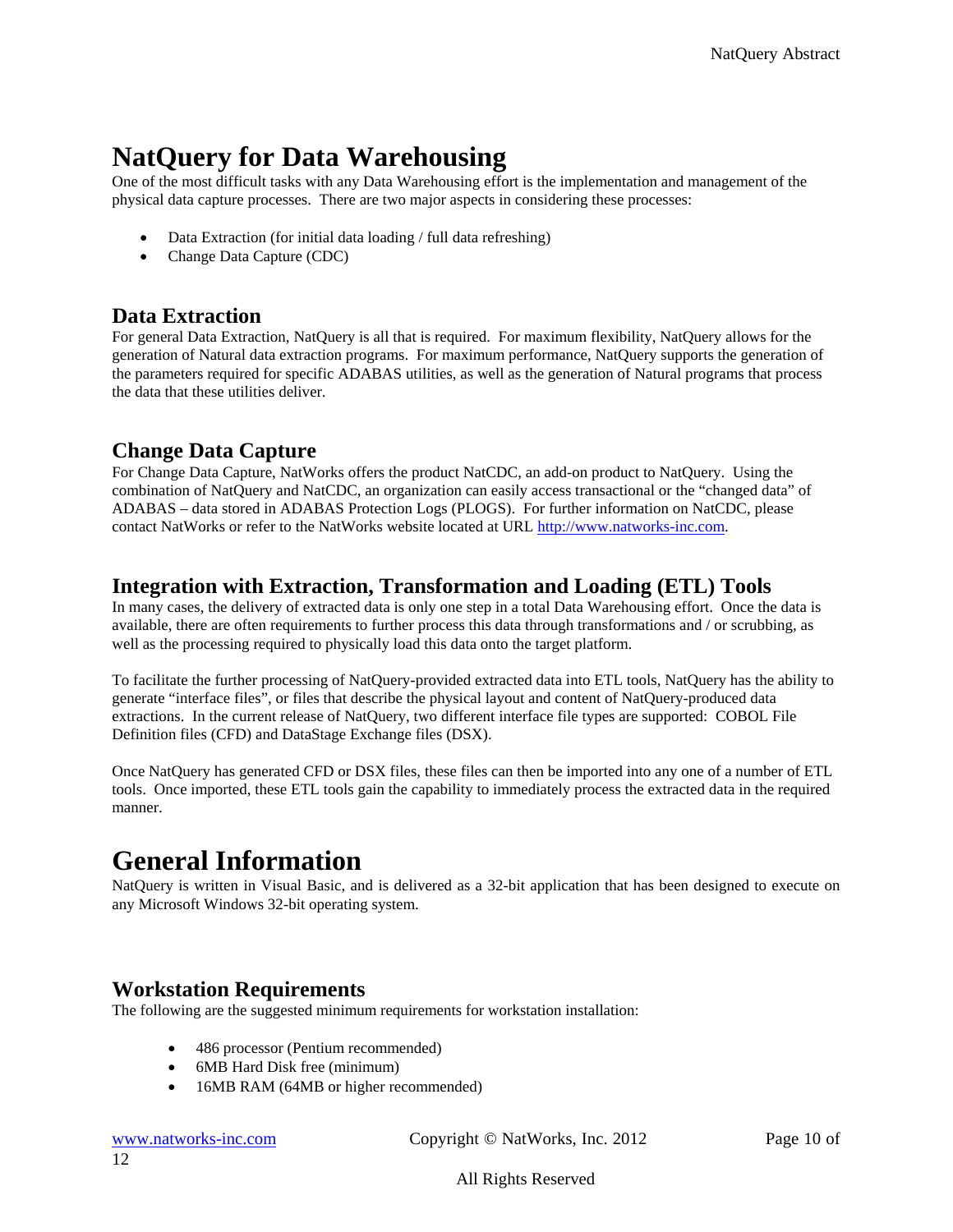# NatQuery for Data Warehousing

One of the most difficult tasks with any Data Warehousing effort is the implementation and management of the physical data capture processes. There are two major aspects in considering these processes:

- Data Extraction (for initial data loading / full data refreshing)
- Change Data Capture (CDC)

## Data Extraction

For general Data Extraction, NatQuery is all that is required. For maximum flexibility, NatQuery allows for the generation of Natural data extraction programs. For maximum performance, NatQuery supports the generation of the parameters required for specific ADABAS utilities, as well as the generation of Natural programs that process the data that these utilities deliver.

## Change Data Capture

For Change Data Capture, NatWorks offers the product NatCDC, an add-on product to NatQuery. Using the combination of NatQuery and NatCDC, an organization can easily access transactional or the "changed data" of ADABAS – data stored in ADABAS Protection Logs (PLOGS). For further information on NatCDC, please contact NatWorks or refer to the NatWorks website located at URL [http://www.natworks-inc.com](http://www.natworks-inc.com).

## Integration with Extraction, Transformation and Loading (ETL) Tools

In many cases, the delivery of extracted data is only one step in a total Data Warehousing effort. Once the data is available, there are often requirements to further process this data through transformations and / or scrubbing, as well as the processing required to physically load this data onto the target platform.

To facilitate the further processing of NatQuery-provided extracted data into ETL tools, NatQuery has the ability to generate "interface files", or files that describe the physical layout and content of NatQuery-produced data extractions. In the current release of NatQuery, two different interface file types are supported: COBOL File Definition files (CFD) and DataStage Exchange files (DSX).

Once NatQuery has generated CFD or DSX files, these files can then be imported into any one of a number of ETL tools. Once imported, these ETL tools gain the capability to immediately process the extracted data in the required manner.

# General Information

NatQuery is written in Visual Basic, and is delivered as a 32-bit application that has been designed to execute on any Microsoft Windows 32-bit operating system.

## Workstation Requirements

The following are the suggested minimum requirements for workstation installation:

- 486 processor (Pentium recommended)
- 6MB Hard Disk free (minimum)
- 16MB RAM (64MB or higher recommended)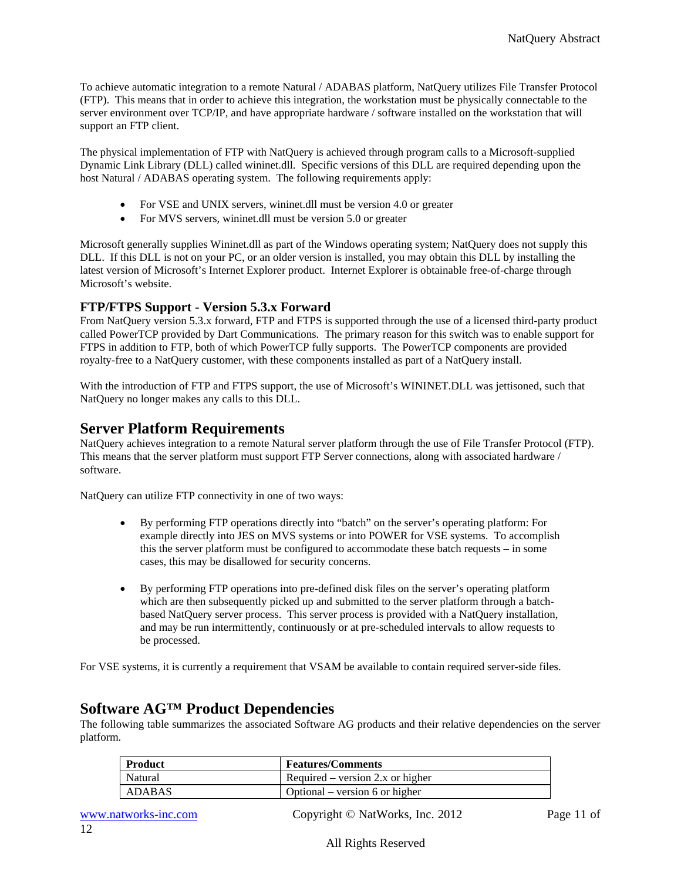To achieve automatic integration to a remote Natural / ADABAS platform, NatQuery utilizes File Transfer Protocol (FTP). This means that in order to achieve this integration, the workstation must be physically connectable to the server environment over TCP/IP, and have appropriate hardware / software installed on the workstation that will support an FTP client.

The physical implementation of FTP with NatQuery is achieved through program calls to a Microsoft-supplied Dynamic Link Library (DLL) called wininet.dll. Specific versions of this DLL are required depending upon the host Natural / ADABAS operating system. The following requirements apply:

- For VSE and UNIX servers, wininet.dll must be version 4.0 or greater
- For MVS servers, wininet.dll must be version 5.0 or greater

Microsoft generally supplies Wininet.dll as part of the Windows operating system; NatQuery does not supply this DLL. If this DLL is not on your PC, or an older version is installed, you may obtain this DLL by installing the latest version of Microsoft's Internet Explorer product. Internet Explorer is obtainable free-of-charge through Microsoft's website.

### FTP/FTPS Support - Version 5.3.x Forward

From NatQuery version 5.3.x forward, FTP and FTPS is supported through the use of a licensed third-party product called PowerTCP provided by Dart Communications. The primary reason for this switch was to enable support for FTPS in addition to FTP, both of which PowerTCP fully supports. The PowerTCP components are provided royalty-free to a NatQuery customer, with these components installed as part of a NatQuery install.

With the introduction of FTP and FTPS support, the use of Microsoft's WININET.DLL was jettisoned, such that NatQuery no longer makes any calls to this DLL.

## Server Platform Requirements

NatQuery achieves integration to a remote Natural server platform through the use of File Transfer Protocol (FTP). This means that the server platform must support FTP Server connections, along with associated hardware / software.

NatQuery can utilize FTP connectivity in one of two ways:

- By performing FTP operations directly into "batch" on the server's operating platform: For example directly into JES on MVS systems or into POWER for VSE systems. To accomplish this the server platform must be configured to accommodate these batch requests – in some cases, this may be disallowed for security concerns.

- By performing FTP operations into pre-defined disk files on the server's operating platform which are then subsequently picked up and submitted to the server platform through a batch-based NatQuery server process. This server process is provided with a NatQuery installation, and may be run intermittently, continuously or at pre-scheduled intervals to allow requests to be processed.

For VSE systems, it is currently a requirement that VSAM be available to contain required server-side files.

## Software AG™ Product Dependencies

The following table summarizes the associated Software AG products and their relative dependencies on the server platform.

| Product | Features/Comments |
|---|---|
| Natural | Required – version 2.x or higher |
| ADABAS | Optional – version 6 or higher |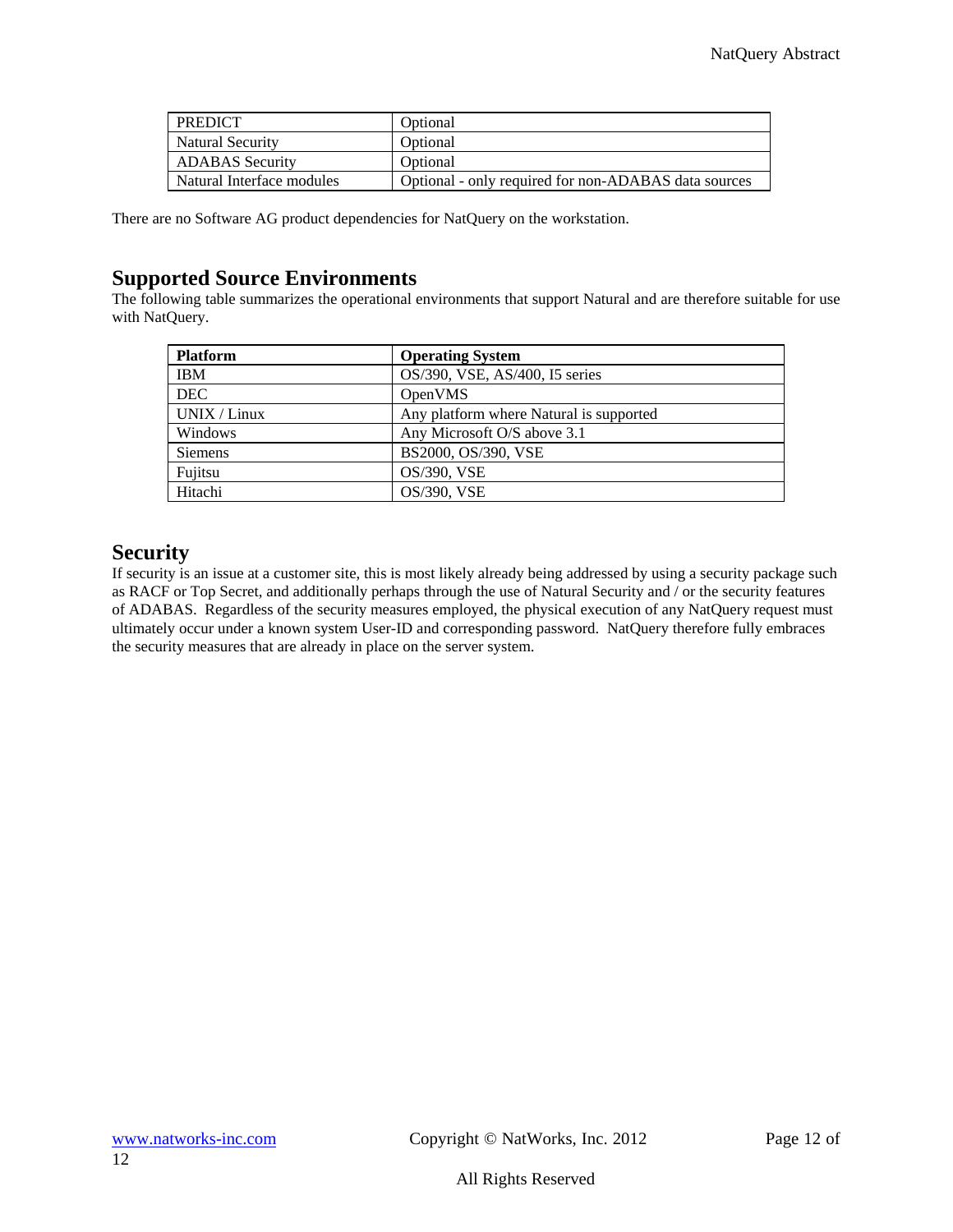| | |
|---|---|
| PREDICT | Optional |
| Natural Security | Optional |
| ADABAS Security | Optional |
| Natural Interface modules | Optional - only required for non-ADABAS data sources |

There are no Software AG product dependencies for NatQuery on the workstation.

## Supported Source Environments

The following table summarizes the operational environments that support Natural and are therefore suitable for use with NatQuery.

| Platform | Operating System |
|---|---|
| IBM | OS/390, VSE, AS/400, I5 series |
| DEC | OpenVMS |
| UNIX / Linux | Any platform where Natural is supported |
| Windows | Any Microsoft O/S above 3.1 |
| Siemens | BS2000, OS/390, VSE |
| Fujitsu | OS/390, VSE |
| Hitachi | OS/390, VSE |

## Security

If security is an issue at a customer site, this is most likely already being addressed by using a security package such as RACF or Top Secret, and additionally perhaps through the use of Natural Security and / or the security features of ADABAS. Regardless of the security measures employed, the physical execution of any NatQuery request must ultimately occur under a known system User-ID and corresponding password. NatQuery therefore fully embraces the security measures that are already in place on the server system.